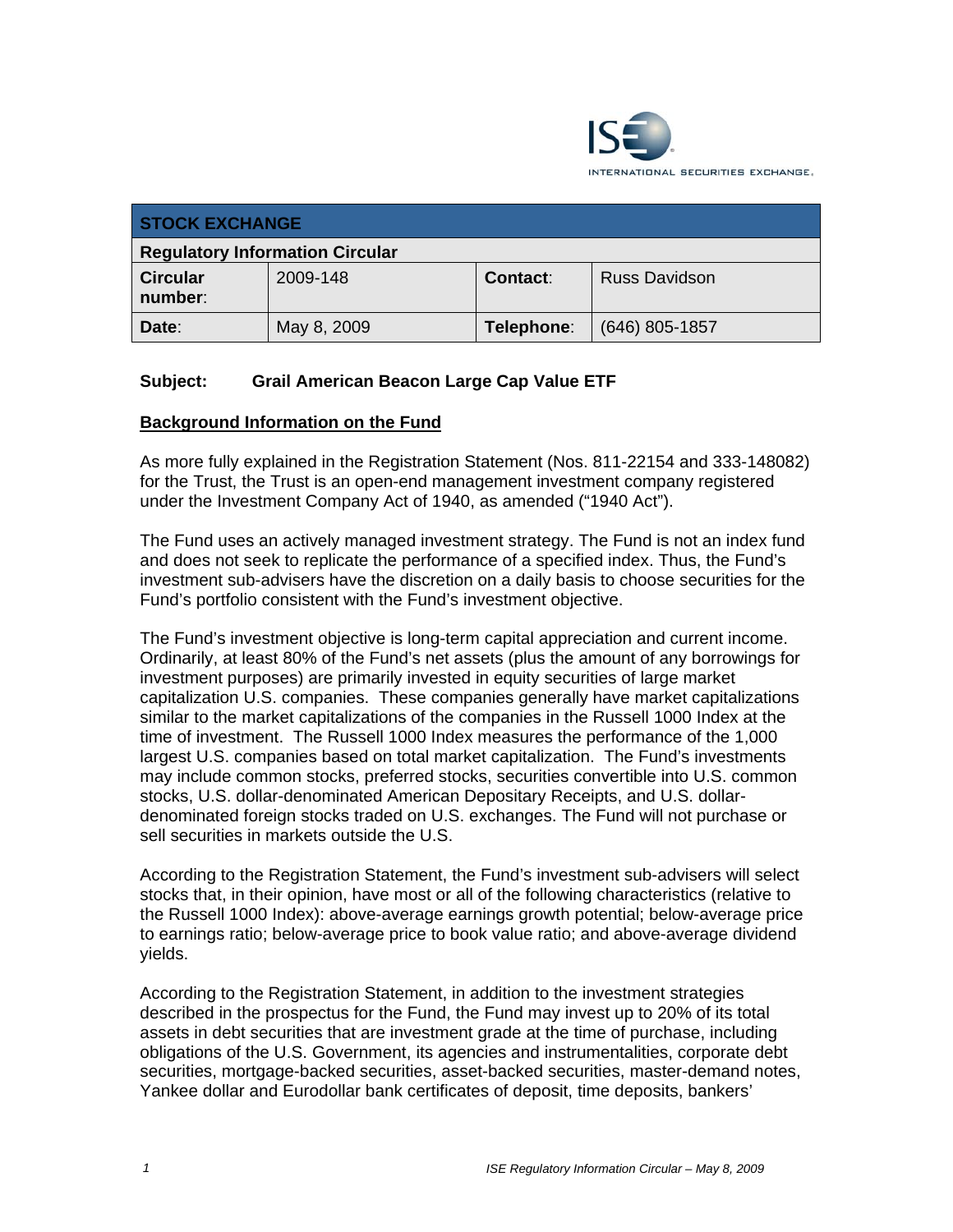| STOCK EXCHANGE | | | |
|---|---|---|---|
| **Regulatory Information Circular** | | | |
| **Circular number**: | 2009-148 | **Contact**: | Russ Davidson |
| **Date**: | May 8, 2009 | **Telephone**: | (646) 805-1857 |

**Subject: Grail American Beacon Large Cap Value ETF**

## Background Information on the Fund

As more fully explained in the Registration Statement (Nos. 811-22154 and 333-148082) for the Trust, the Trust is an open-end management investment company registered under the Investment Company Act of 1940, as amended ("1940 Act").

The Fund uses an actively managed investment strategy. The Fund is not an index fund and does not seek to replicate the performance of a specified index. Thus, the Fund's investment sub-advisers have the discretion on a daily basis to choose securities for the Fund's portfolio consistent with the Fund's investment objective.

The Fund's investment objective is long-term capital appreciation and current income. Ordinarily, at least 80% of the Fund's net assets (plus the amount of any borrowings for investment purposes) are primarily invested in equity securities of large market capitalization U.S. companies. These companies generally have market capitalizations similar to the market capitalizations of the companies in the Russell 1000 Index at the time of investment. The Russell 1000 Index measures the performance of the 1,000 largest U.S. companies based on total market capitalization. The Fund's investments may include common stocks, preferred stocks, securities convertible into U.S. common stocks, U.S. dollar-denominated American Depositary Receipts, and U.S. dollar-denominated foreign stocks traded on U.S. exchanges. The Fund will not purchase or sell securities in markets outside the U.S.

According to the Registration Statement, the Fund's investment sub-advisers will select stocks that, in their opinion, have most or all of the following characteristics (relative to the Russell 1000 Index): above-average earnings growth potential; below-average price to earnings ratio; below-average price to book value ratio; and above-average dividend yields.

According to the Registration Statement, in addition to the investment strategies described in the prospectus for the Fund, the Fund may invest up to 20% of its total assets in debt securities that are investment grade at the time of purchase, including obligations of the U.S. Government, its agencies and instrumentalities, corporate debt securities, mortgage-backed securities, asset-backed securities, master-demand notes, Yankee dollar and Eurodollar bank certificates of deposit, time deposits, bankers'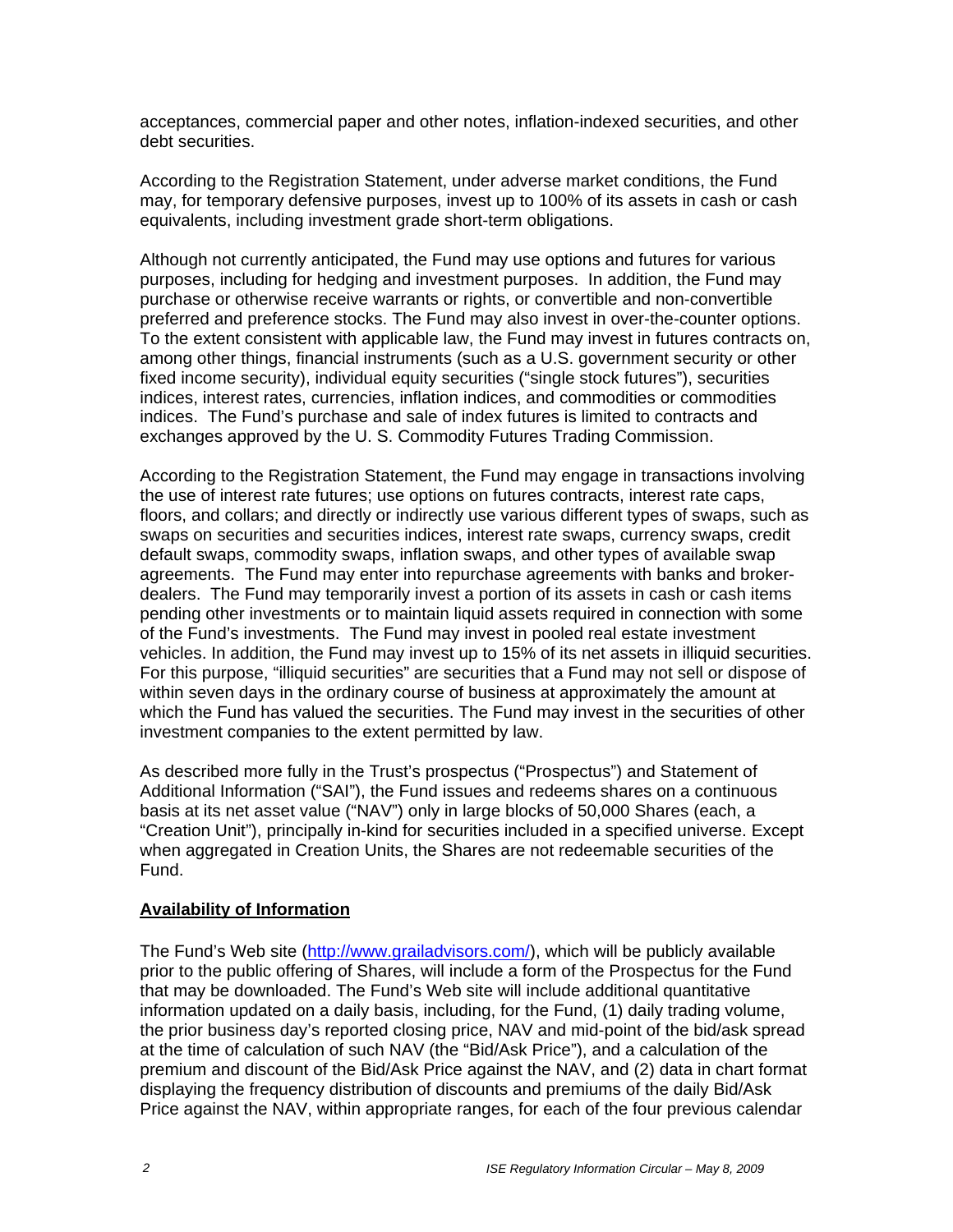acceptances, commercial paper and other notes, inflation-indexed securities, and other debt securities.

According to the Registration Statement, under adverse market conditions, the Fund may, for temporary defensive purposes, invest up to 100% of its assets in cash or cash equivalents, including investment grade short-term obligations.

Although not currently anticipated, the Fund may use options and futures for various purposes, including for hedging and investment purposes. In addition, the Fund may purchase or otherwise receive warrants or rights, or convertible and non-convertible preferred and preference stocks. The Fund may also invest in over-the-counter options. To the extent consistent with applicable law, the Fund may invest in futures contracts on, among other things, financial instruments (such as a U.S. government security or other fixed income security), individual equity securities ("single stock futures"), securities indices, interest rates, currencies, inflation indices, and commodities or commodities indices. The Fund's purchase and sale of index futures is limited to contracts and exchanges approved by the U. S. Commodity Futures Trading Commission.

According to the Registration Statement, the Fund may engage in transactions involving the use of interest rate futures; use options on futures contracts, interest rate caps, floors, and collars; and directly or indirectly use various different types of swaps, such as swaps on securities and securities indices, interest rate swaps, currency swaps, credit default swaps, commodity swaps, inflation swaps, and other types of available swap agreements. The Fund may enter into repurchase agreements with banks and broker-dealers. The Fund may temporarily invest a portion of its assets in cash or cash items pending other investments or to maintain liquid assets required in connection with some of the Fund's investments. The Fund may invest in pooled real estate investment vehicles. In addition, the Fund may invest up to 15% of its net assets in illiquid securities. For this purpose, "illiquid securities" are securities that a Fund may not sell or dispose of within seven days in the ordinary course of business at approximately the amount at which the Fund has valued the securities. The Fund may invest in the securities of other investment companies to the extent permitted by law.

As described more fully in the Trust's prospectus ("Prospectus") and Statement of Additional Information ("SAI"), the Fund issues and redeems shares on a continuous basis at its net asset value ("NAV") only in large blocks of 50,000 Shares (each, a "Creation Unit"), principally in-kind for securities included in a specified universe. Except when aggregated in Creation Units, the Shares are not redeemable securities of the Fund.

**Availability of Information**

The Fund's Web site (http://www.grailadvisors.com/), which will be publicly available prior to the public offering of Shares, will include a form of the Prospectus for the Fund that may be downloaded. The Fund's Web site will include additional quantitative information updated on a daily basis, including, for the Fund, (1) daily trading volume, the prior business day's reported closing price, NAV and mid-point of the bid/ask spread at the time of calculation of such NAV (the "Bid/Ask Price"), and a calculation of the premium and discount of the Bid/Ask Price against the NAV, and (2) data in chart format displaying the frequency distribution of discounts and premiums of the daily Bid/Ask Price against the NAV, within appropriate ranges, for each of the four previous calendar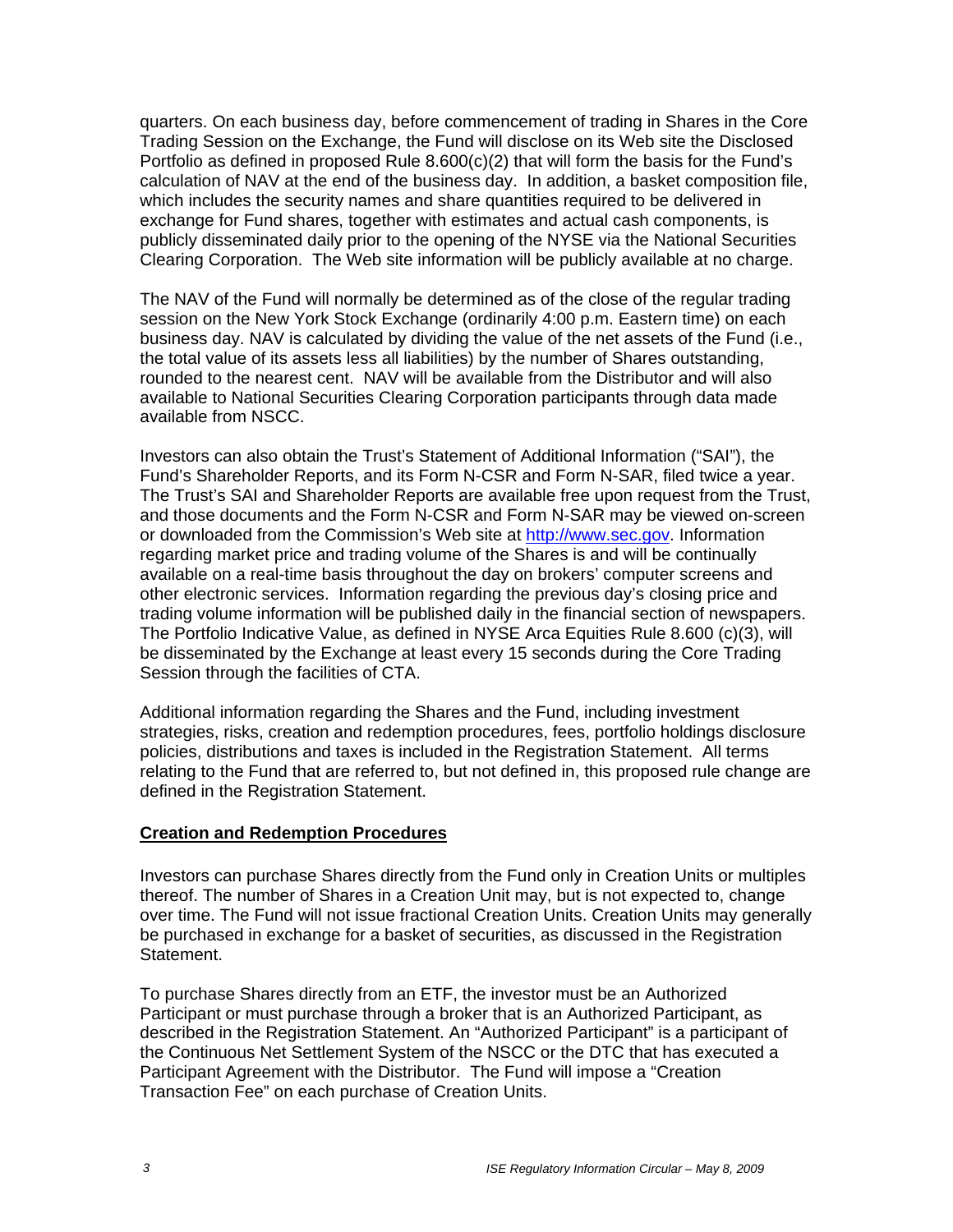quarters. On each business day, before commencement of trading in Shares in the Core Trading Session on the Exchange, the Fund will disclose on its Web site the Disclosed Portfolio as defined in proposed Rule 8.600(c)(2) that will form the basis for the Fund's calculation of NAV at the end of the business day. In addition, a basket composition file, which includes the security names and share quantities required to be delivered in exchange for Fund shares, together with estimates and actual cash components, is publicly disseminated daily prior to the opening of the NYSE via the National Securities Clearing Corporation. The Web site information will be publicly available at no charge.

The NAV of the Fund will normally be determined as of the close of the regular trading session on the New York Stock Exchange (ordinarily 4:00 p.m. Eastern time) on each business day. NAV is calculated by dividing the value of the net assets of the Fund (i.e., the total value of its assets less all liabilities) by the number of Shares outstanding, rounded to the nearest cent. NAV will be available from the Distributor and will also available to National Securities Clearing Corporation participants through data made available from NSCC.

Investors can also obtain the Trust's Statement of Additional Information ("SAI"), the Fund's Shareholder Reports, and its Form N-CSR and Form N-SAR, filed twice a year. The Trust's SAI and Shareholder Reports are available free upon request from the Trust, and those documents and the Form N-CSR and Form N-SAR may be viewed on-screen or downloaded from the Commission's Web site at http://www.sec.gov. Information regarding market price and trading volume of the Shares is and will be continually available on a real-time basis throughout the day on brokers' computer screens and other electronic services. Information regarding the previous day's closing price and trading volume information will be published daily in the financial section of newspapers. The Portfolio Indicative Value, as defined in NYSE Arca Equities Rule 8.600 (c)(3), will be disseminated by the Exchange at least every 15 seconds during the Core Trading Session through the facilities of CTA.

Additional information regarding the Shares and the Fund, including investment strategies, risks, creation and redemption procedures, fees, portfolio holdings disclosure policies, distributions and taxes is included in the Registration Statement. All terms relating to the Fund that are referred to, but not defined in, this proposed rule change are defined in the Registration Statement.

## Creation and Redemption Procedures

Investors can purchase Shares directly from the Fund only in Creation Units or multiples thereof. The number of Shares in a Creation Unit may, but is not expected to, change over time. The Fund will not issue fractional Creation Units. Creation Units may generally be purchased in exchange for a basket of securities, as discussed in the Registration Statement.

To purchase Shares directly from an ETF, the investor must be an Authorized Participant or must purchase through a broker that is an Authorized Participant, as described in the Registration Statement. An "Authorized Participant" is a participant of the Continuous Net Settlement System of the NSCC or the DTC that has executed a Participant Agreement with the Distributor. The Fund will impose a "Creation Transaction Fee" on each purchase of Creation Units.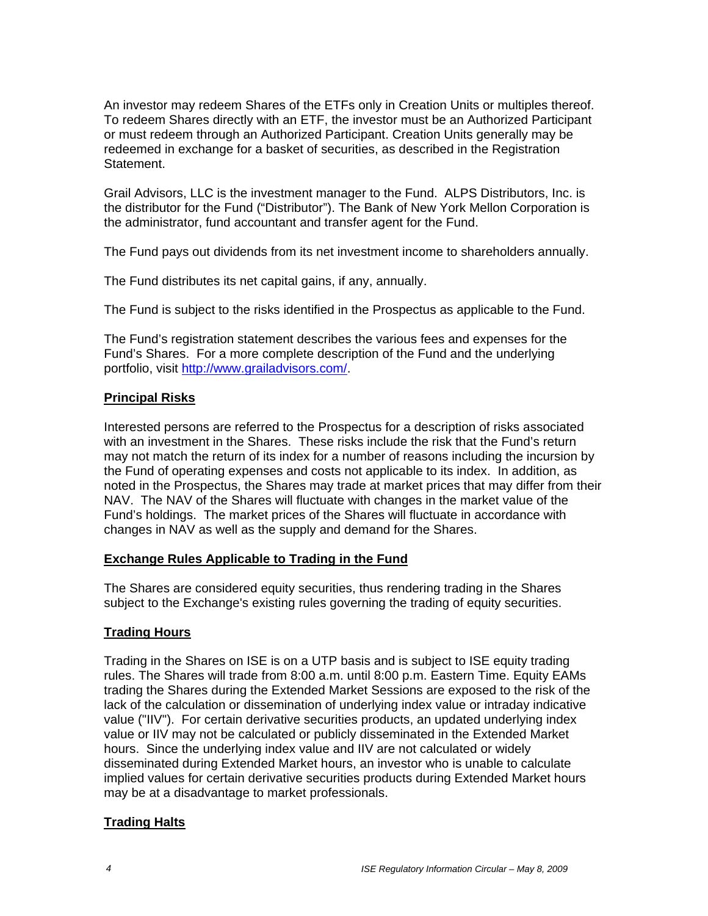An investor may redeem Shares of the ETFs only in Creation Units or multiples thereof. To redeem Shares directly with an ETF, the investor must be an Authorized Participant or must redeem through an Authorized Participant. Creation Units generally may be redeemed in exchange for a basket of securities, as described in the Registration Statement.

Grail Advisors, LLC is the investment manager to the Fund. ALPS Distributors, Inc. is the distributor for the Fund ("Distributor"). The Bank of New York Mellon Corporation is the administrator, fund accountant and transfer agent for the Fund.

The Fund pays out dividends from its net investment income to shareholders annually.

The Fund distributes its net capital gains, if any, annually.

The Fund is subject to the risks identified in the Prospectus as applicable to the Fund.

The Fund's registration statement describes the various fees and expenses for the Fund's Shares. For a more complete description of the Fund and the underlying portfolio, visit http://www.grailadvisors.com/.

## Principal Risks

Interested persons are referred to the Prospectus for a description of risks associated with an investment in the Shares. These risks include the risk that the Fund's return may not match the return of its index for a number of reasons including the incursion by the Fund of operating expenses and costs not applicable to its index. In addition, as noted in the Prospectus, the Shares may trade at market prices that may differ from their NAV. The NAV of the Shares will fluctuate with changes in the market value of the Fund's holdings. The market prices of the Shares will fluctuate in accordance with changes in NAV as well as the supply and demand for the Shares.

## Exchange Rules Applicable to Trading in the Fund

The Shares are considered equity securities, thus rendering trading in the Shares subject to the Exchange's existing rules governing the trading of equity securities.

## Trading Hours

Trading in the Shares on ISE is on a UTP basis and is subject to ISE equity trading rules. The Shares will trade from 8:00 a.m. until 8:00 p.m. Eastern Time. Equity EAMs trading the Shares during the Extended Market Sessions are exposed to the risk of the lack of the calculation or dissemination of underlying index value or intraday indicative value ("IIV"). For certain derivative securities products, an updated underlying index value or IIV may not be calculated or publicly disseminated in the Extended Market hours. Since the underlying index value and IIV are not calculated or widely disseminated during Extended Market hours, an investor who is unable to calculate implied values for certain derivative securities products during Extended Market hours may be at a disadvantage to market professionals.

## Trading Halts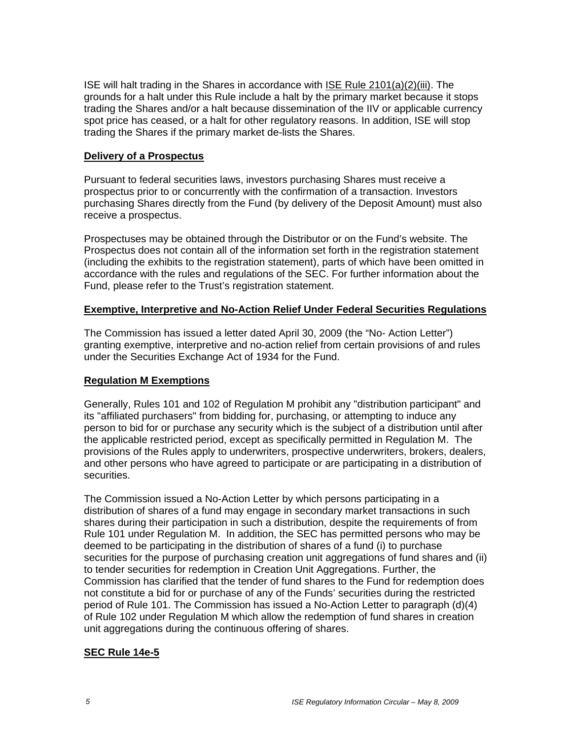ISE will halt trading in the Shares in accordance with ISE Rule 2101(a)(2)(iii). The grounds for a halt under this Rule include a halt by the primary market because it stops trading the Shares and/or a halt because dissemination of the IIV or applicable currency spot price has ceased, or a halt for other regulatory reasons. In addition, ISE will stop trading the Shares if the primary market de-lists the Shares.

## Delivery of a Prospectus

Pursuant to federal securities laws, investors purchasing Shares must receive a prospectus prior to or concurrently with the confirmation of a transaction. Investors purchasing Shares directly from the Fund (by delivery of the Deposit Amount) must also receive a prospectus.

Prospectuses may be obtained through the Distributor or on the Fund's website. The Prospectus does not contain all of the information set forth in the registration statement (including the exhibits to the registration statement), parts of which have been omitted in accordance with the rules and regulations of the SEC. For further information about the Fund, please refer to the Trust's registration statement.

## Exemptive, Interpretive and No-Action Relief Under Federal Securities Regulations

The Commission has issued a letter dated April 30, 2009 (the "No- Action Letter") granting exemptive, interpretive and no-action relief from certain provisions of and rules under the Securities Exchange Act of 1934 for the Fund.

## Regulation M Exemptions

Generally, Rules 101 and 102 of Regulation M prohibit any "distribution participant" and its "affiliated purchasers" from bidding for, purchasing, or attempting to induce any person to bid for or purchase any security which is the subject of a distribution until after the applicable restricted period, except as specifically permitted in Regulation M. The provisions of the Rules apply to underwriters, prospective underwriters, brokers, dealers, and other persons who have agreed to participate or are participating in a distribution of securities.

The Commission issued a No-Action Letter by which persons participating in a distribution of shares of a fund may engage in secondary market transactions in such shares during their participation in such a distribution, despite the requirements of from Rule 101 under Regulation M. In addition, the SEC has permitted persons who may be deemed to be participating in the distribution of shares of a fund (i) to purchase securities for the purpose of purchasing creation unit aggregations of fund shares and (ii) to tender securities for redemption in Creation Unit Aggregations. Further, the Commission has clarified that the tender of fund shares to the Fund for redemption does not constitute a bid for or purchase of any of the Funds' securities during the restricted period of Rule 101. The Commission has issued a No-Action Letter to paragraph (d)(4) of Rule 102 under Regulation M which allow the redemption of fund shares in creation unit aggregations during the continuous offering of shares.

## SEC Rule 14e-5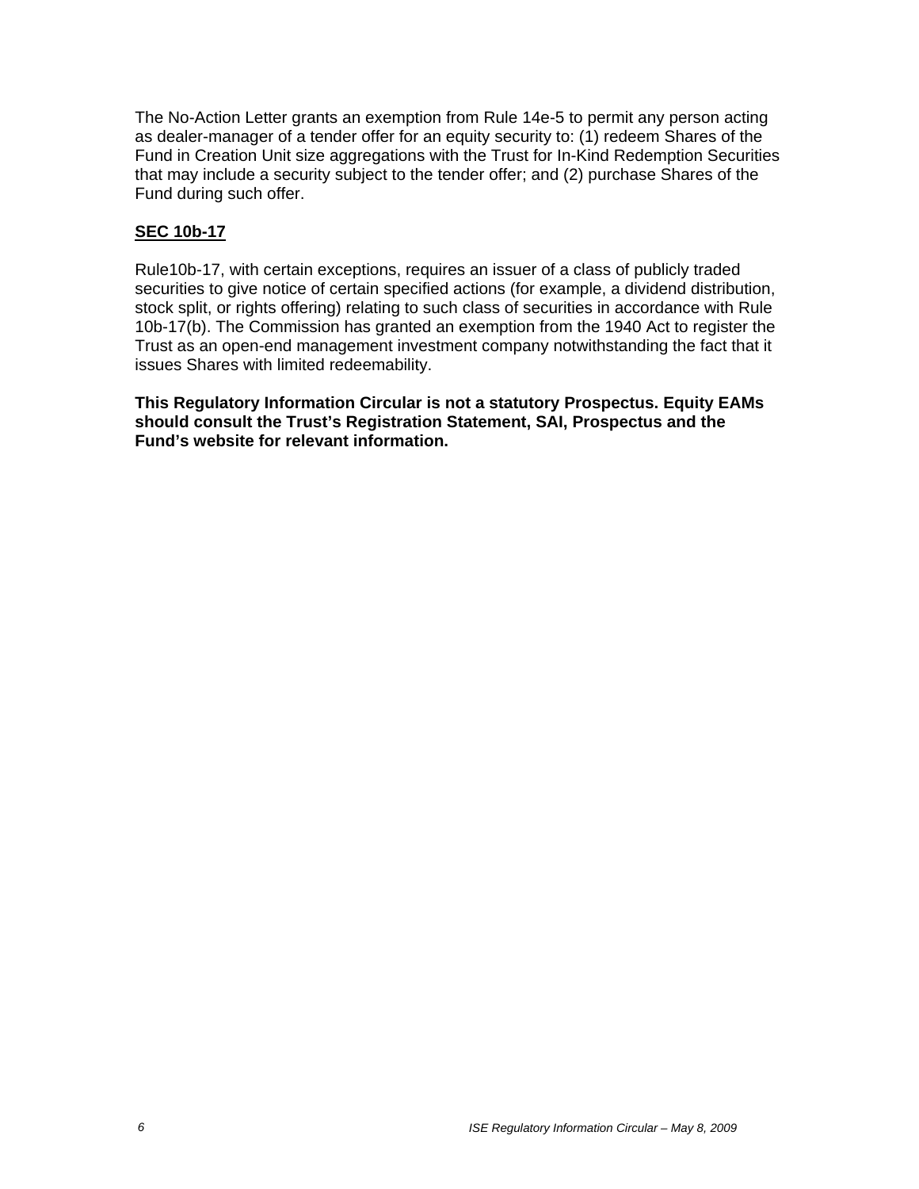The No-Action Letter grants an exemption from Rule 14e-5 to permit any person acting as dealer-manager of a tender offer for an equity security to: (1) redeem Shares of the Fund in Creation Unit size aggregations with the Trust for In-Kind Redemption Securities that may include a security subject to the tender offer; and (2) purchase Shares of the Fund during such offer.

**SEC 10b-17**

Rule10b-17, with certain exceptions, requires an issuer of a class of publicly traded securities to give notice of certain specified actions (for example, a dividend distribution, stock split, or rights offering) relating to such class of securities in accordance with Rule 10b-17(b). The Commission has granted an exemption from the 1940 Act to register the Trust as an open-end management investment company notwithstanding the fact that it issues Shares with limited redeemability.

**This Regulatory Information Circular is not a statutory Prospectus. Equity EAMs should consult the Trust's Registration Statement, SAI, Prospectus and the Fund's website for relevant information.**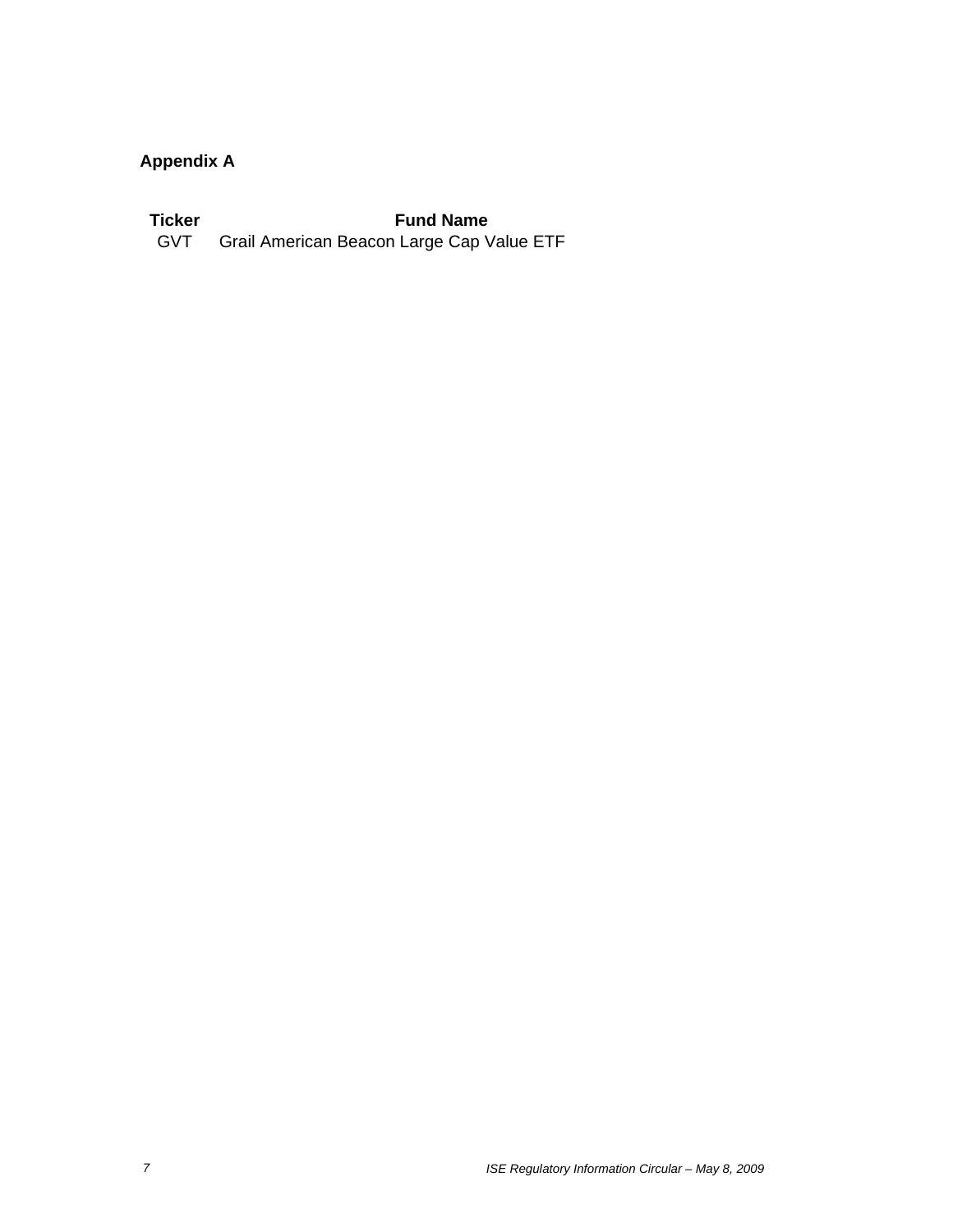## Appendix A

| Ticker | Fund Name |
|---|---|
| GVT | Grail American Beacon Large Cap Value ETF |